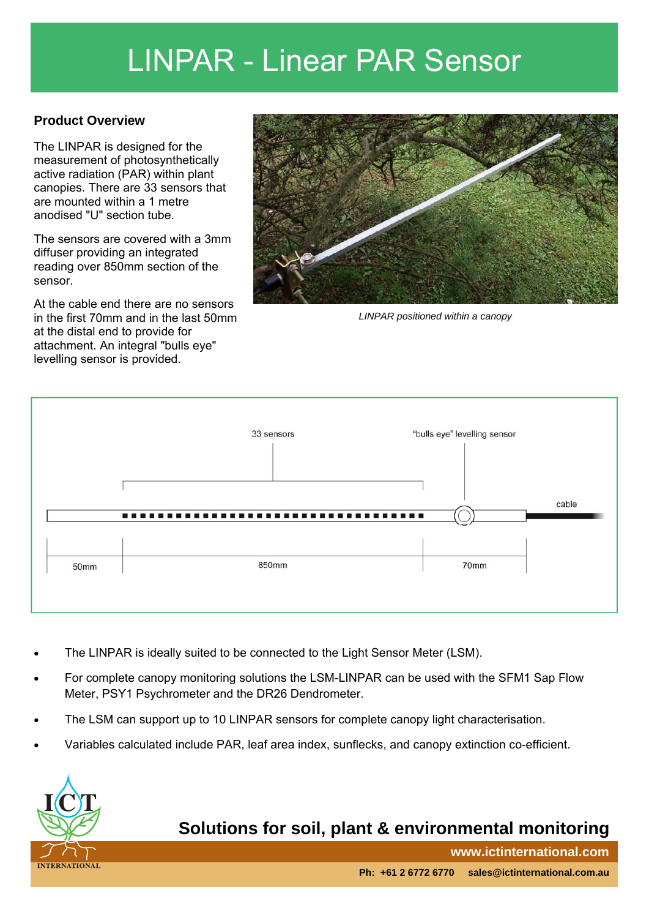# LINPAR - Linear PAR Sensor

### Product Overview

The LINPAR is designed for the measurement of photosynthetically active radiation (PAR) within plant canopies. There are 33 sensors that are mounted within a 1 metre anodised "U" section tube.

The sensors are covered with a 3mm diffuser providing an integrated reading over 850mm section of the sensor.

At the cable end there are no sensors in the first 70mm and in the last 50mm at the distal end to provide for attachment. An integral "bulls eye" levelling sensor is provided.

*LINPAR positioned within a canopy*

33 sensors

"bulls eye" levelling sensor

cable

50mm

850mm

70mm

- The LINPAR is ideally suited to be connected to the Light Sensor Meter (LSM).
- For complete canopy monitoring solutions the LSM-LINPAR can be used with the SFM1 Sap Flow Meter, PSY1 Psychrometer and the DR26 Dendrometer.
- The LSM can support up to 10 LINPAR sensors for complete canopy light characterisation.
- Variables calculated include PAR, leaf area index, sunflecks, and canopy extinction co-efficient.

ICT INTERNATIONAL

**Solutions for soil, plant & environmental monitoring**

**www.ictinternational.com**

**Ph: +61 2 6772 6770 sales@ictinternational.com.au**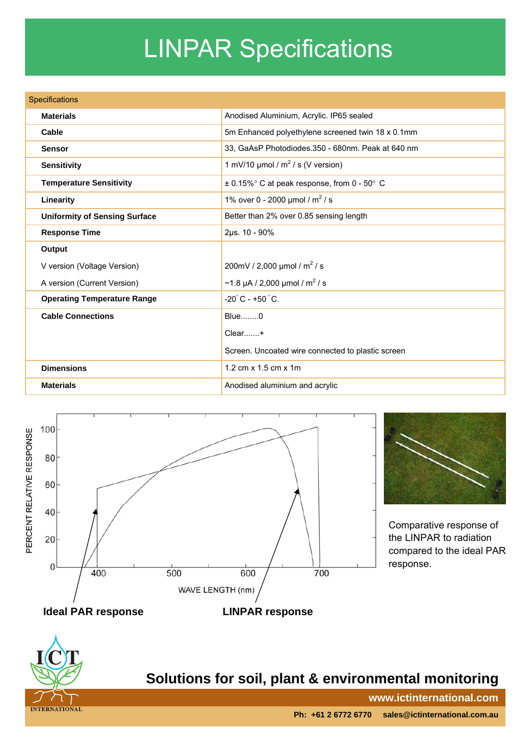# LINPAR Specifications

| Specifications | |
|---|---|
| **Materials** | Anodised Aluminium, Acrylic. IP65 sealed |
| **Cable** | 5m Enhanced polyethylene screened twin 18 x 0.1mm |
| **Sensor** | 33, GaAsP Photodiodes.350 - 680nm. Peak at 640 nm |
| **Sensitivity** | 1 mV/10 µmol / m$^2$ / s (V version) |
| **Temperature Sensitivity** | ± 0.15%° C at peak response, from 0 - 50° C |
| **Linearity** | 1% over 0 - 2000 µmol / m$^2$ / s |
| **Uniformity of Sensing Surface** | Better than 2% over 0.85 sensing length |
| **Response Time** | 2µs. 10 - 90% |
| **Output** | |
| V version (Voltage Version) | 200mV / 2,000 µmol / m$^2$ / s |
| A version (Current Version) | ~1.8 µA / 2,000 µmol / m$^2$ / s |
| **Operating Temperature Range** | -20˚C - +50˚C. |
| **Cable Connections** | Blue........0 |
| | Clear.......+ |
| | Screen. Uncoated wire connected to plastic screen |
| **Dimensions** | 1.2 cm x 1.5 cm x 1m |
| **Materials** | Anodised aluminium and acrylic |

PERCENT RELATIVE RESPONSE

0
20
40
60
80
100

400
500
600
700

WAVE LENGTH (nm)

**Ideal PAR response**

**LINPAR response**

Comparative response of the LINPAR to radiation compared to the ideal PAR response.

ICT INTERNATIONAL

**Solutions for soil, plant & environmental monitoring**

**www.ictinternational.com**

**Ph: +61 2 6772 6770 sales@ictinternational.com.au**